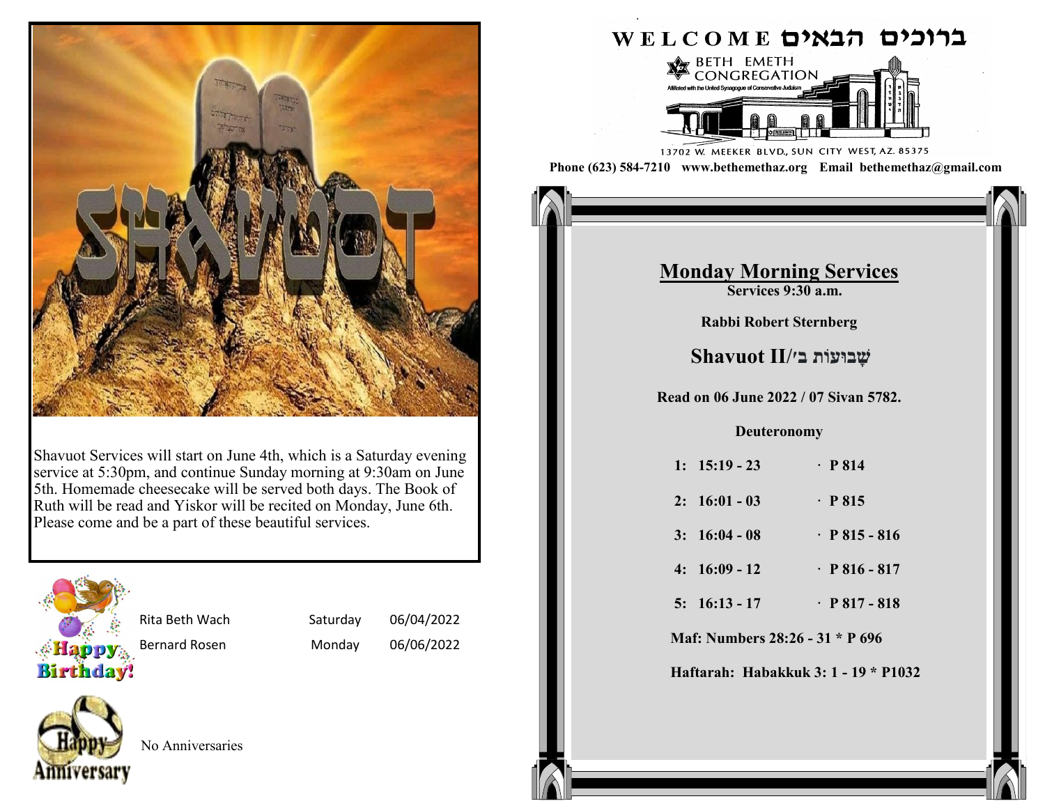SHAVUOT

Shavuot Services will start on June 4th, which is a Saturday evening service at 5:30pm, and continue Sunday morning at 9:30am on June 5th. Homemade cheesecake will be served both days. The Book of Ruth will be read and Yiskor will be recited on Monday, June 6th. Please come and be a part of these beautiful services.

Happy Birthday!

| | | |
|---|---|---|
| Rita Beth Wach | Saturday | 06/04/2022 |
| Bernard Rosen | Monday | 06/06/2022 |

Happy Anniversary

No Anniversaries

# WELCOME ברוכים הבאים

BETH EMETH CONGREGATION

Affiliated with the United Synagogue of Conservative Judaism

13702 W. MEEKER BLVD., SUN CITY WEST, AZ. 85375

**Phone (623) 584-7210 www.bethemethaz.org Email bethemethaz@gmail.com**

## Monday Morning Services

**Services 9:30 a.m.**

**Rabbi Robert Sternberg**

### Shavuot II/שָׁבוּעוֹת ב׳

**Read on 06 June 2022 / 07 Sivan 5782.**

**Deuteronomy**

| | |
|---|---|
| 1: 15:19 - 23 | · P 814 |
| 2: 16:01 - 03 | · P 815 |
| 3: 16:04 - 08 | · P 815 - 816 |
| 4: 16:09 - 12 | · P 816 - 817 |
| 5: 16:13 - 17 | · P 817 - 818 |

**Maf: Numbers 28:26 - 31 * P 696**

**Haftarah: Habakkuk 3: 1 - 19 * P1032**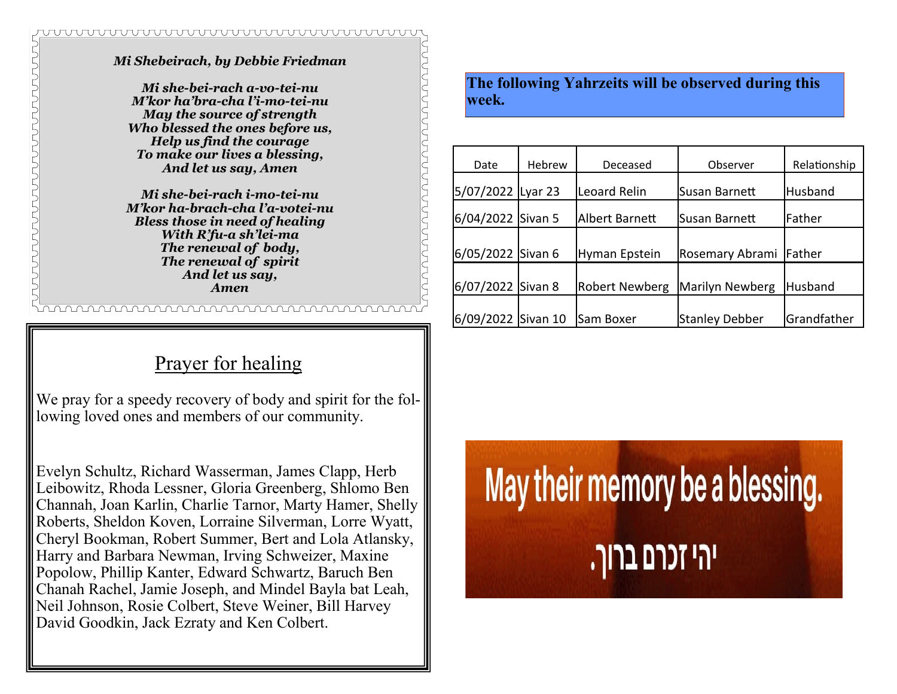*Mi Shebeirach, by Debbie Friedman*

*Mi she-bei-rach a-vo-tei-nu*
*M'kor ha'bra-cha l'i-mo-tei-nu*
*May the source of strength*
*Who blessed the ones before us,*
*Help us find the courage*
*To make our lives a blessing,*
*And let us say, Amen*

*Mi she-bei-rach i-mo-tei-nu*
*M'kor ha-brach-cha l'a-votei-nu*
*Bless those in need of healing*
*With R'fu-a sh'lei-ma*
*The renewal of body,*
*The renewal of spirit*
*And let us say,*
*Amen*

## Prayer for healing

We pray for a speedy recovery of body and spirit for the following loved ones and members of our community.

Evelyn Schultz, Richard Wasserman, James Clapp, Herb Leibowitz, Rhoda Lessner, Gloria Greenberg, Shlomo Ben Channah, Joan Karlin, Charlie Tarnor, Marty Hamer, Shelly Roberts, Sheldon Koven, Lorraine Silverman, Lorre Wyatt, Cheryl Bookman, Robert Summer, Bert and Lola Atlansky, Harry and Barbara Newman, Irving Schweizer, Maxine Popolow, Phillip Kanter, Edward Schwartz, Baruch Ben Chanah Rachel, Jamie Joseph, and Mindel Bayla bat Leah, Neil Johnson, Rosie Colbert, Steve Weiner, Bill Harvey David Goodkin, Jack Ezraty and Ken Colbert.

**The following Yahrzeits will be observed during this week.**

| Date | Hebrew | Deceased | Observer | Relationship |
|---|---|---|---|---|
| 5/07/2022 | Lyar 23 | Leoard Relin | Susan Barnett | Husband |
| 6/04/2022 | Sivan 5 | Albert Barnett | Susan Barnett | Father |
| 6/05/2022 | Sivan 6 | Hyman Epstein | Rosemary Abrami | Father |
| 6/07/2022 | Sivan 8 | Robert Newberg | Marilyn Newberg | Husband |
| 6/09/2022 | Sivan 10 | Sam Boxer | Stanley Debber | Grandfather |

May their memory be a blessing.

יהי זכרם ברוך.